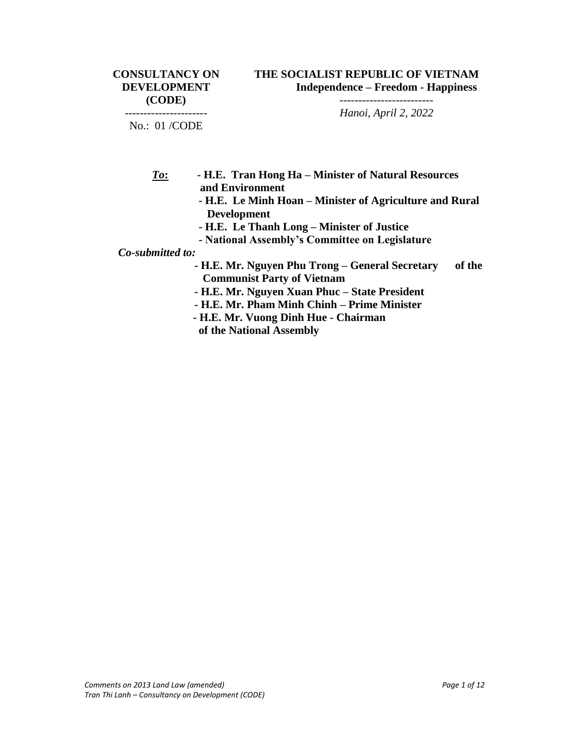**CONSULTANCY ON DEVELOPMENT (CODE)**

----------------------

No.: 01 /CODE

**THE SOCIALIST REPUBLIC OF VIETNAM**
**Independence – Freedom - Happiness**

-------------------------

*Hanoi, April 2, 2022*

***To*:**
- **H.E. Tran Hong Ha – Minister of Natural Resources and Environment**
- **H.E. Le Minh Hoan – Minister of Agriculture and Rural Development**
- **H.E. Le Thanh Long – Minister of Justice**
- **National Assembly's Committee on Legislature**

***Co-submitted to:***
- **H.E. Mr. Nguyen Phu Trong – General Secretary of the Communist Party of Vietnam**
- **H.E. Mr. Nguyen Xuan Phuc – State President**
- **H.E. Mr. Pham Minh Chinh – Prime Minister**
- **H.E. Mr. Vuong Dinh Hue - Chairman of the National Assembly**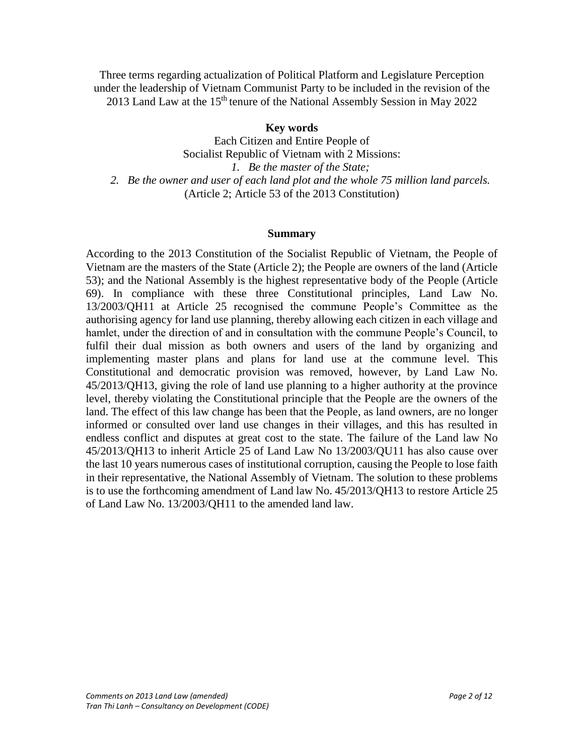Three terms regarding actualization of Political Platform and Legislature Perception under the leadership of Vietnam Communist Party to be included in the revision of the 2013 Land Law at the 15th tenure of the National Assembly Session in May 2022

**Key words**

Each Citizen and Entire People of
Socialist Republic of Vietnam with 2 Missions:

1. *Be the master of the State;*
2. *Be the owner and user of each land plot and the whole 75 million land parcels.*

(Article 2; Article 53 of the 2013 Constitution)

## Summary

According to the 2013 Constitution of the Socialist Republic of Vietnam, the People of Vietnam are the masters of the State (Article 2); the People are owners of the land (Article 53); and the National Assembly is the highest representative body of the People (Article 69). In compliance with these three Constitutional principles, Land Law No. 13/2003/QH11 at Article 25 recognised the commune People's Committee as the authorising agency for land use planning, thereby allowing each citizen in each village and hamlet, under the direction of and in consultation with the commune People's Council, to fulfil their dual mission as both owners and users of the land by organizing and implementing master plans and plans for land use at the commune level. This Constitutional and democratic provision was removed, however, by Land Law No. 45/2013/QH13, giving the role of land use planning to a higher authority at the province level, thereby violating the Constitutional principle that the People are the owners of the land. The effect of this law change has been that the People, as land owners, are no longer informed or consulted over land use changes in their villages, and this has resulted in endless conflict and disputes at great cost to the state. The failure of the Land law No 45/2013/QH13 to inherit Article 25 of Land Law No 13/2003/QU11 has also cause over the last 10 years numerous cases of institutional corruption, causing the People to lose faith in their representative, the National Assembly of Vietnam. The solution to these problems is to use the forthcoming amendment of Land law No. 45/2013/QH13 to restore Article 25 of Land Law No. 13/2003/QH11 to the amended land law.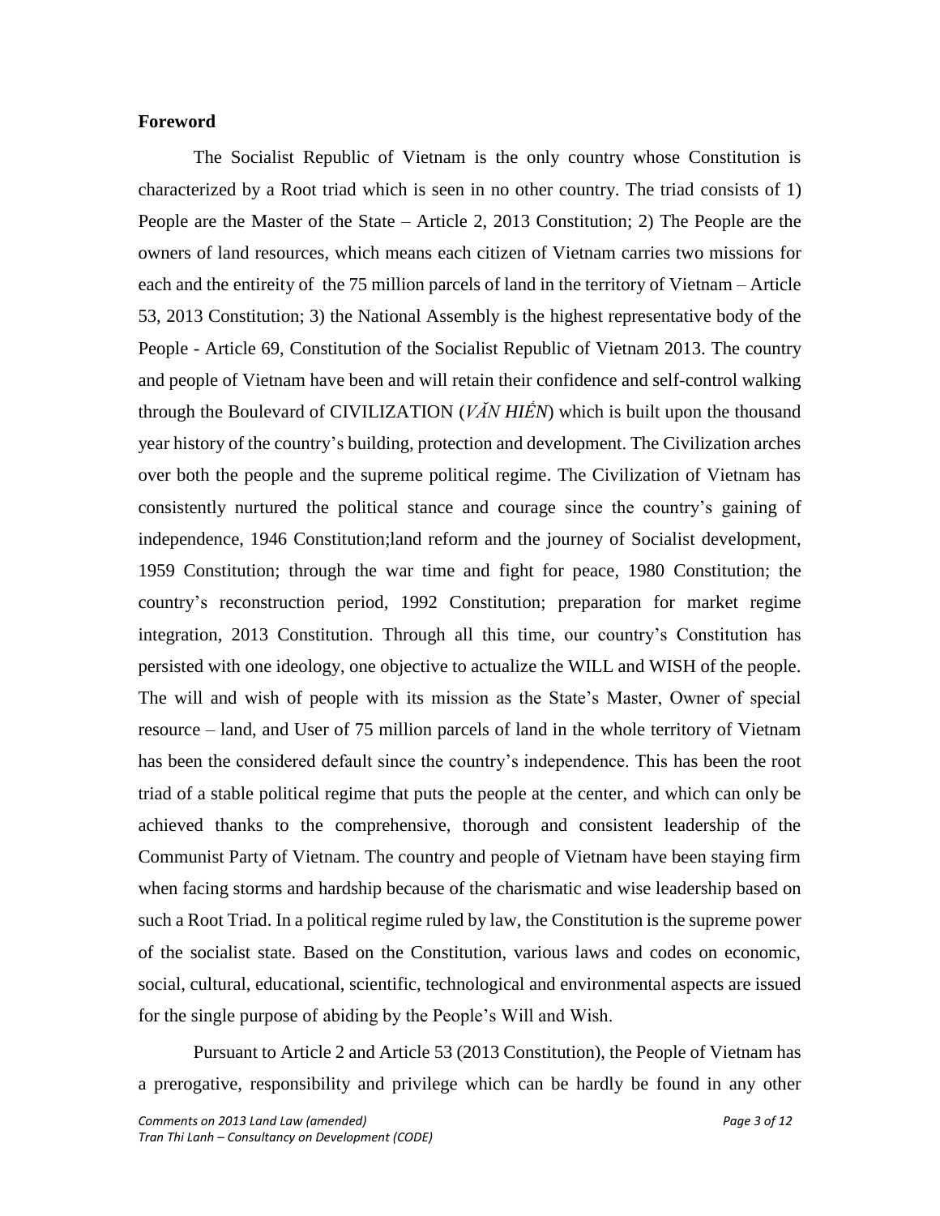**Foreword**

The Socialist Republic of Vietnam is the only country whose Constitution is characterized by a Root triad which is seen in no other country. The triad consists of 1) People are the Master of the State – Article 2, 2013 Constitution; 2) The People are the owners of land resources, which means each citizen of Vietnam carries two missions for each and the entireity of the 75 million parcels of land in the territory of Vietnam – Article 53, 2013 Constitution; 3) the National Assembly is the highest representative body of the People - Article 69, Constitution of the Socialist Republic of Vietnam 2013. The country and people of Vietnam have been and will retain their confidence and self-control walking through the Boulevard of CIVILIZATION (*VĂN HIẾN*) which is built upon the thousand year history of the country's building, protection and development. The Civilization arches over both the people and the supreme political regime. The Civilization of Vietnam has consistently nurtured the political stance and courage since the country's gaining of independence, 1946 Constitution;land reform and the journey of Socialist development, 1959 Constitution; through the war time and fight for peace, 1980 Constitution; the country's reconstruction period, 1992 Constitution; preparation for market regime integration, 2013 Constitution. Through all this time, our country's Constitution has persisted with one ideology, one objective to actualize the WILL and WISH of the people. The will and wish of people with its mission as the State's Master, Owner of special resource – land, and User of 75 million parcels of land in the whole territory of Vietnam has been the considered default since the country's independence. This has been the root triad of a stable political regime that puts the people at the center, and which can only be achieved thanks to the comprehensive, thorough and consistent leadership of the Communist Party of Vietnam. The country and people of Vietnam have been staying firm when facing storms and hardship because of the charismatic and wise leadership based on such a Root Triad. In a political regime ruled by law, the Constitution is the supreme power of the socialist state. Based on the Constitution, various laws and codes on economic, social, cultural, educational, scientific, technological and environmental aspects are issued for the single purpose of abiding by the People's Will and Wish.

Pursuant to Article 2 and Article 53 (2013 Constitution), the People of Vietnam has a prerogative, responsibility and privilege which can be hardly be found in any other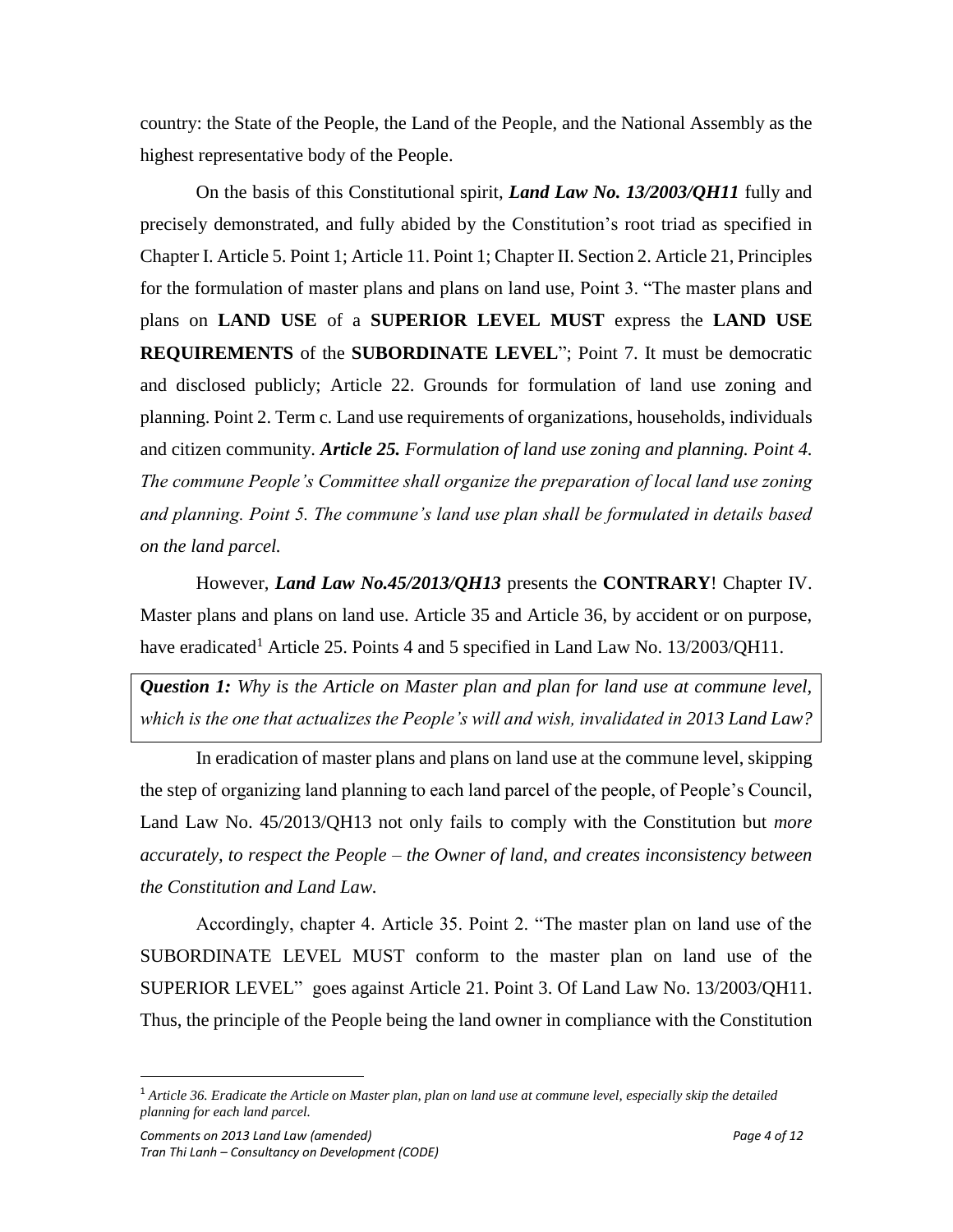country: the State of the People, the Land of the People, and the National Assembly as the highest representative body of the People.

On the basis of this Constitutional spirit, ***Land Law No. 13/2003/QH11*** fully and precisely demonstrated, and fully abided by the Constitution's root triad as specified in Chapter I. Article 5. Point 1; Article 11. Point 1; Chapter II. Section 2. Article 21, Principles for the formulation of master plans and plans on land use, Point 3. "The master plans and plans on **LAND USE** of a **SUPERIOR LEVEL MUST** express the **LAND USE REQUIREMENTS** of the **SUBORDINATE LEVEL**"; Point 7. It must be democratic and disclosed publicly; Article 22. Grounds for formulation of land use zoning and planning. Point 2. Term c. Land use requirements of organizations, households, individuals and citizen community. ***Article 25.*** *Formulation of land use zoning and planning. Point 4. The commune People's Committee shall organize the preparation of local land use zoning and planning. Point 5. The commune's land use plan shall be formulated in details based on the land parcel.*

However, ***Land Law No.45/2013/QH13*** presents the **CONTRARY**! Chapter IV. Master plans and plans on land use. Article 35 and Article 36, by accident or on purpose, have eradicated[1] Article 25. Points 4 and 5 specified in Land Law No. 13/2003/QH11.

> ***Question 1:*** *Why is the Article on Master plan and plan for land use at commune level, which is the one that actualizes the People's will and wish, invalidated in 2013 Land Law?*

In eradication of master plans and plans on land use at the commune level, skipping the step of organizing land planning to each land parcel of the people, of People's Council, Land Law No. 45/2013/QH13 not only fails to comply with the Constitution but *more accurately, to respect the People – the Owner of land, and creates inconsistency between the Constitution and Land Law.*

Accordingly, chapter 4. Article 35. Point 2. "The master plan on land use of the SUBORDINATE LEVEL MUST conform to the master plan on land use of the SUPERIOR LEVEL" goes against Article 21. Point 3. Of Land Law No. 13/2003/QH11. Thus, the principle of the People being the land owner in compliance with the Constitution

---

[1] *Article 36. Eradicate the Article on Master plan, plan on land use at commune level, especially skip the detailed planning for each land parcel.*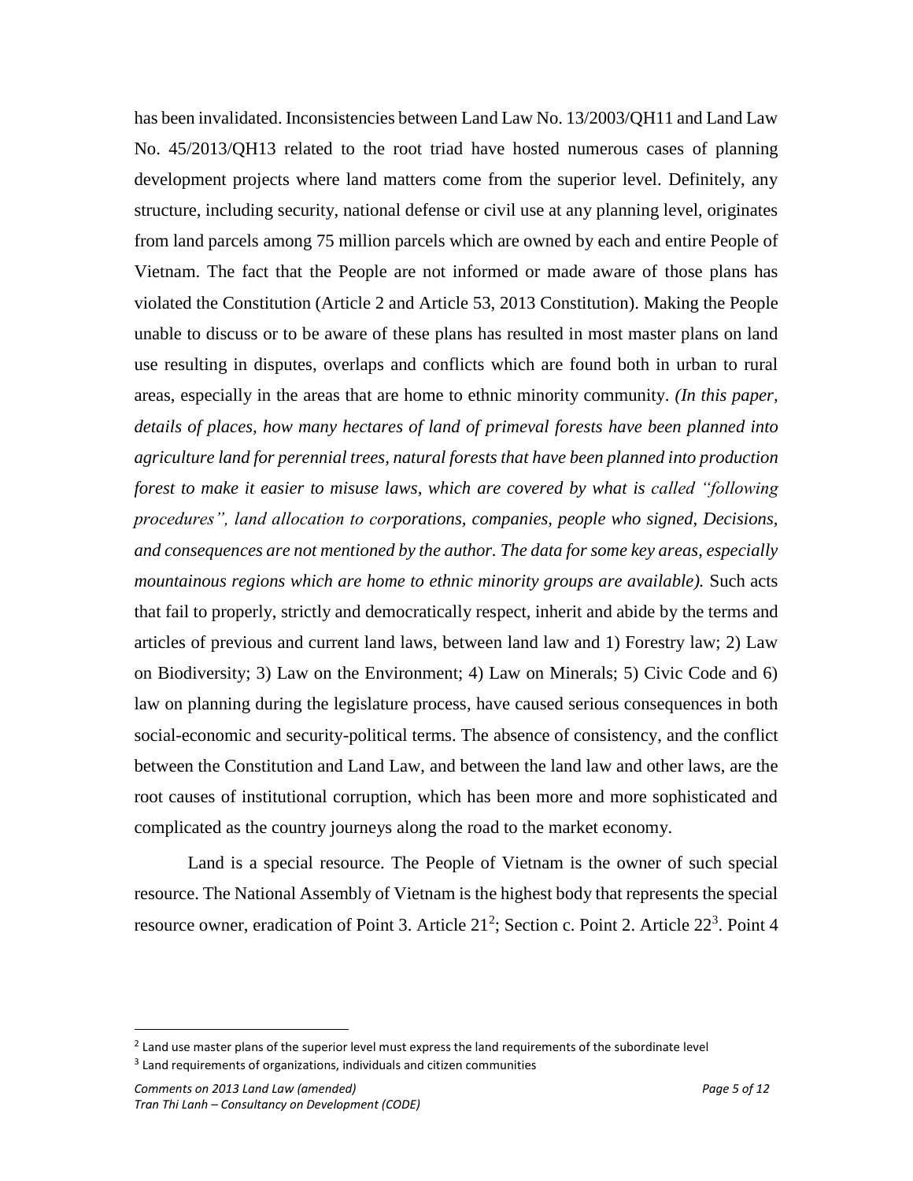has been invalidated. Inconsistencies between Land Law No. 13/2003/QH11 and Land Law No. 45/2013/QH13 related to the root triad have hosted numerous cases of planning development projects where land matters come from the superior level. Definitely, any structure, including security, national defense or civil use at any planning level, originates from land parcels among 75 million parcels which are owned by each and entire People of Vietnam. The fact that the People are not informed or made aware of those plans has violated the Constitution (Article 2 and Article 53, 2013 Constitution). Making the People unable to discuss or to be aware of these plans has resulted in most master plans on land use resulting in disputes, overlaps and conflicts which are found both in urban to rural areas, especially in the areas that are home to ethnic minority community. *(In this paper, details of places, how many hectares of land of primeval forests have been planned into agriculture land for perennial trees, natural forests that have been planned into production forest to make it easier to misuse laws, which are covered by what is called "following procedures", land allocation to corporations, companies, people who signed, Decisions, and consequences are not mentioned by the author. The data for some key areas, especially mountainous regions which are home to ethnic minority groups are available).* Such acts that fail to properly, strictly and democratically respect, inherit and abide by the terms and articles of previous and current land laws, between land law and 1) Forestry law; 2) Law on Biodiversity; 3) Law on the Environment; 4) Law on Minerals; 5) Civic Code and 6) law on planning during the legislature process, have caused serious consequences in both social-economic and security-political terms. The absence of consistency, and the conflict between the Constitution and Land Law, and between the land law and other laws, are the root causes of institutional corruption, which has been more and more sophisticated and complicated as the country journeys along the road to the market economy.

Land is a special resource. The People of Vietnam is the owner of such special resource. The National Assembly of Vietnam is the highest body that represents the special resource owner, eradication of Point 3. Article 21[2]; Section c. Point 2. Article 22[3]. Point 4

[2] Land use master plans of the superior level must express the land requirements of the subordinate level

[3] Land requirements of organizations, individuals and citizen communities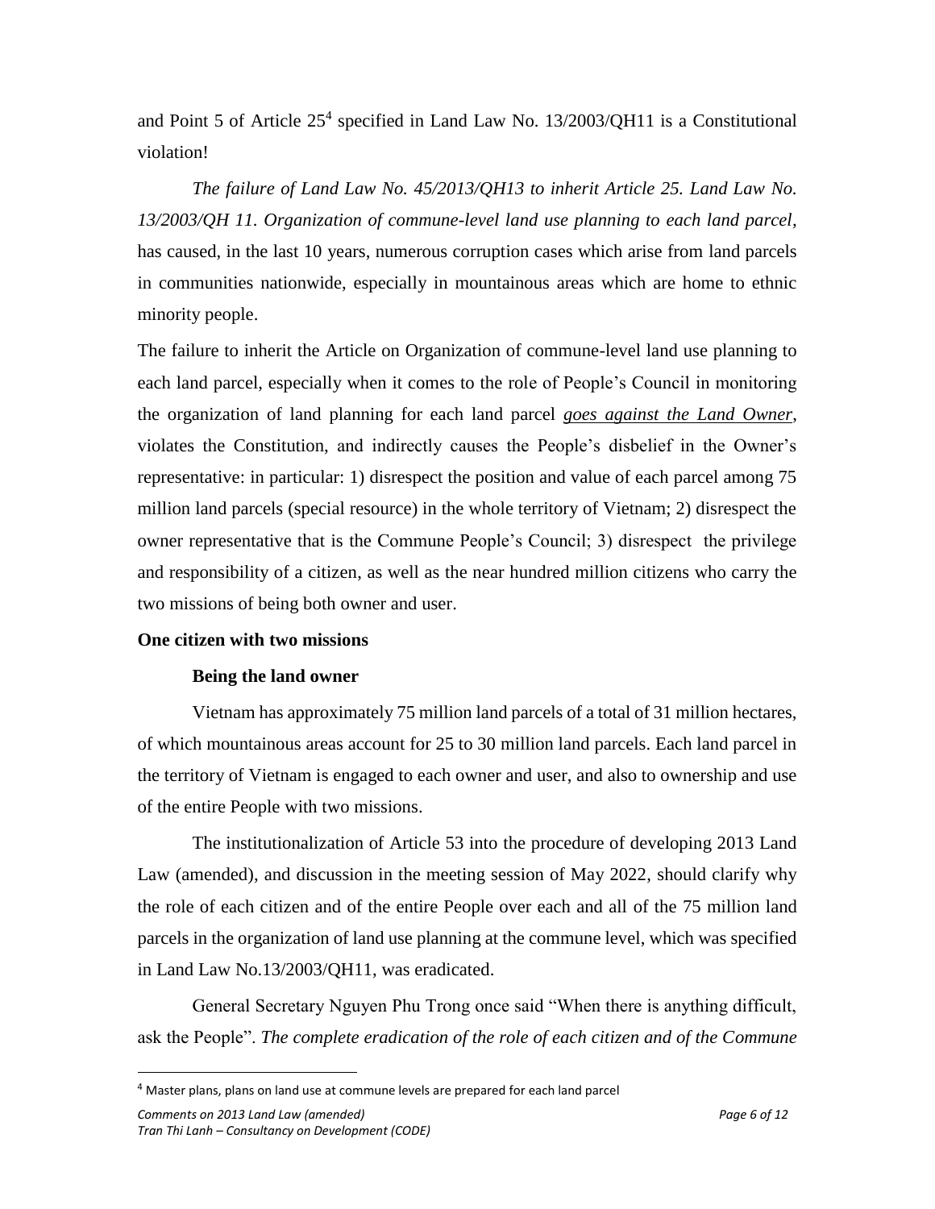and Point 5 of Article 25[4] specified in Land Law No. 13/2003/QH11 is a Constitutional violation!

*The failure of Land Law No. 45/2013/QH13 to inherit Article 25. Land Law No. 13/2003/QH 11. Organization of commune-level land use planning to each land parcel,* has caused, in the last 10 years, numerous corruption cases which arise from land parcels in communities nationwide, especially in mountainous areas which are home to ethnic minority people.

The failure to inherit the Article on Organization of commune-level land use planning to each land parcel, especially when it comes to the role of People's Council in monitoring the organization of land planning for each land parcel ***goes against the Land Owner***, violates the Constitution, and indirectly causes the People's disbelief in the Owner's representative: in particular: 1) disrespect the position and value of each parcel among 75 million land parcels (special resource) in the whole territory of Vietnam; 2) disrespect the owner representative that is the Commune People's Council; 3) disrespect the privilege and responsibility of a citizen, as well as the near hundred million citizens who carry the two missions of being both owner and user.

**One citizen with two missions**

**Being the land owner**

Vietnam has approximately 75 million land parcels of a total of 31 million hectares, of which mountainous areas account for 25 to 30 million land parcels. Each land parcel in the territory of Vietnam is engaged to each owner and user, and also to ownership and use of the entire People with two missions.

The institutionalization of Article 53 into the procedure of developing 2013 Land Law (amended), and discussion in the meeting session of May 2022, should clarify why the role of each citizen and of the entire People over each and all of the 75 million land parcels in the organization of land use planning at the commune level, which was specified in Land Law No.13/2003/QH11, was eradicated.

General Secretary Nguyen Phu Trong once said "When there is anything difficult, ask the People". *The complete eradication of the role of each citizen and of the Commune*

---

[4] Master plans, plans on land use at commune levels are prepared for each land parcel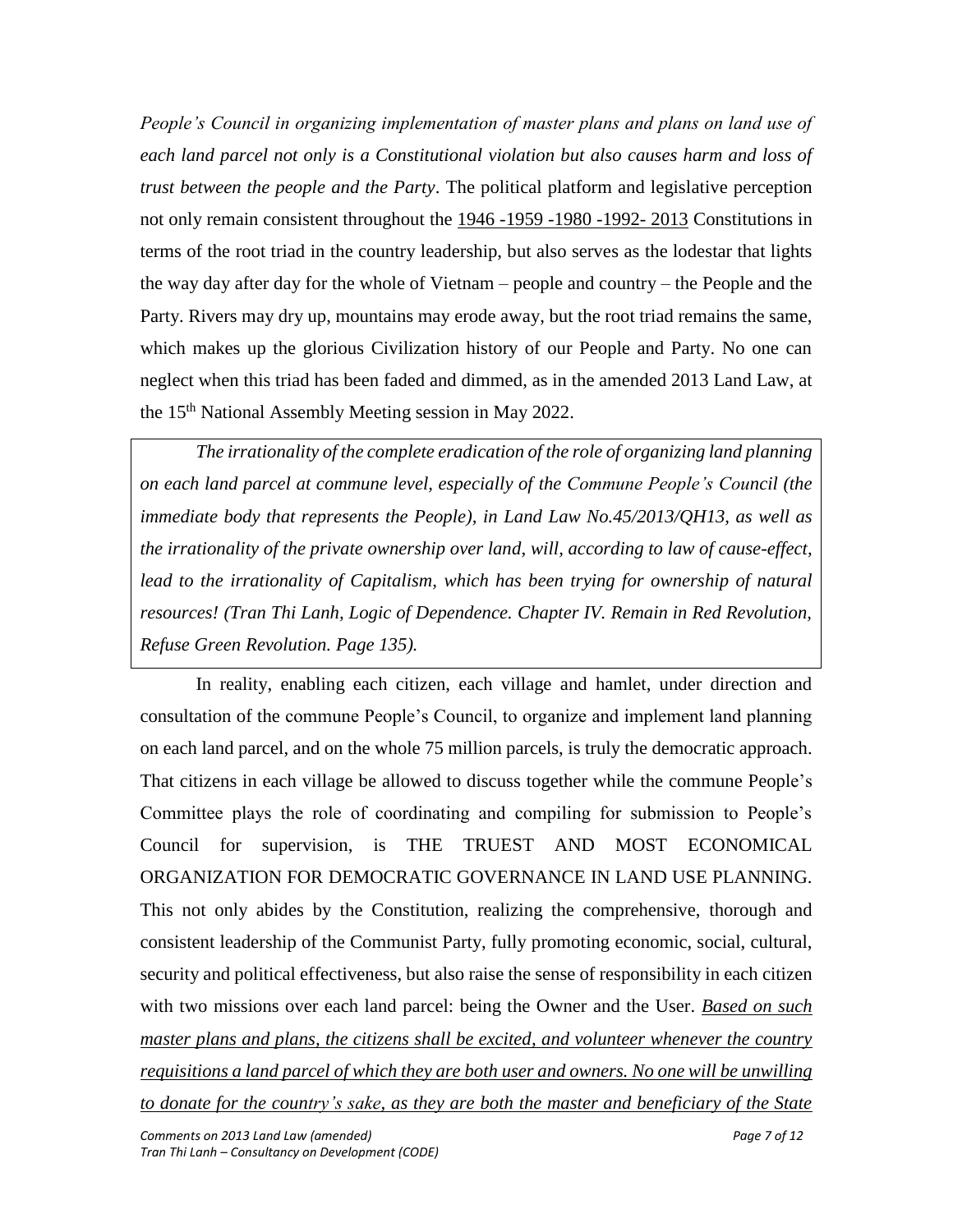*People's Council in organizing implementation of master plans and plans on land use of each land parcel not only is a Constitutional violation but also causes harm and loss of trust between the people and the Party*. The political platform and legislative perception not only remain consistent throughout the 1946 -1959 -1980 -1992- 2013 Constitutions in terms of the root triad in the country leadership, but also serves as the lodestar that lights the way day after day for the whole of Vietnam – people and country – the People and the Party. Rivers may dry up, mountains may erode away, but the root triad remains the same, which makes up the glorious Civilization history of our People and Party. No one can neglect when this triad has been faded and dimmed, as in the amended 2013 Land Law, at the 15th National Assembly Meeting session in May 2022.

> *The irrationality of the complete eradication of the role of organizing land planning on each land parcel at commune level, especially of the Commune People's Council (the immediate body that represents the People), in Land Law No.45/2013/QH13, as well as the irrationality of the private ownership over land, will, according to law of cause-effect, lead to the irrationality of Capitalism, which has been trying for ownership of natural resources! (Tran Thi Lanh, Logic of Dependence. Chapter IV. Remain in Red Revolution, Refuse Green Revolution. Page 135).*

In reality, enabling each citizen, each village and hamlet, under direction and consultation of the commune People's Council, to organize and implement land planning on each land parcel, and on the whole 75 million parcels, is truly the democratic approach. That citizens in each village be allowed to discuss together while the commune People's Committee plays the role of coordinating and compiling for submission to People's Council for supervision, is THE TRUEST AND MOST ECONOMICAL ORGANIZATION FOR DEMOCRATIC GOVERNANCE IN LAND USE PLANNING. This not only abides by the Constitution, realizing the comprehensive, thorough and consistent leadership of the Communist Party, fully promoting economic, social, cultural, security and political effectiveness, but also raise the sense of responsibility in each citizen with two missions over each land parcel: being the Owner and the User. ***Based on such master plans and plans, the citizens shall be excited, and volunteer whenever the country requisitions a land parcel of which they are both user and owners. No one will be unwilling to donate for the country's sake, as they are both the master and beneficiary of the State***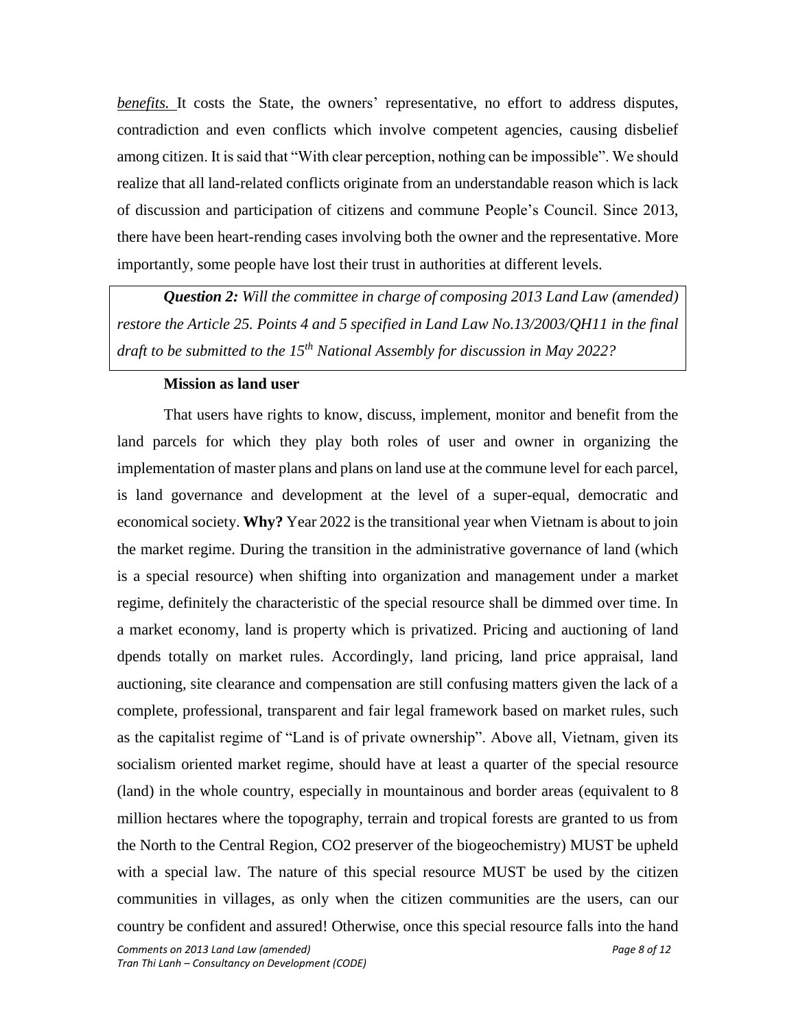*benefits.* It costs the State, the owners' representative, no effort to address disputes, contradiction and even conflicts which involve competent agencies, causing disbelief among citizen. It is said that "With clear perception, nothing can be impossible". We should realize that all land-related conflicts originate from an understandable reason which is lack of discussion and participation of citizens and commune People's Council. Since 2013, there have been heart-rending cases involving both the owner and the representative. More importantly, some people have lost their trust in authorities at different levels.

> ***Question 2:*** *Will the committee in charge of composing 2013 Land Law (amended) restore the Article 25. Points 4 and 5 specified in Land Law No.13/2003/QH11 in the final draft to be submitted to the 15th National Assembly for discussion in May 2022?*

**Mission as land user**

That users have rights to know, discuss, implement, monitor and benefit from the land parcels for which they play both roles of user and owner in organizing the implementation of master plans and plans on land use at the commune level for each parcel, is land governance and development at the level of a super-equal, democratic and economical society. **Why?** Year 2022 is the transitional year when Vietnam is about to join the market regime. During the transition in the administrative governance of land (which is a special resource) when shifting into organization and management under a market regime, definitely the characteristic of the special resource shall be dimmed over time. In a market economy, land is property which is privatized. Pricing and auctioning of land dpends totally on market rules. Accordingly, land pricing, land price appraisal, land auctioning, site clearance and compensation are still confusing matters given the lack of a complete, professional, transparent and fair legal framework based on market rules, such as the capitalist regime of "Land is of private ownership". Above all, Vietnam, given its socialism oriented market regime, should have at least a quarter of the special resource (land) in the whole country, especially in mountainous and border areas (equivalent to 8 million hectares where the topography, terrain and tropical forests are granted to us from the North to the Central Region, $CO_2$ preserver of the biogeochemistry) MUST be upheld with a special law. The nature of this special resource MUST be used by the citizen communities in villages, as only when the citizen communities are the users, can our country be confident and assured! Otherwise, once this special resource falls into the hand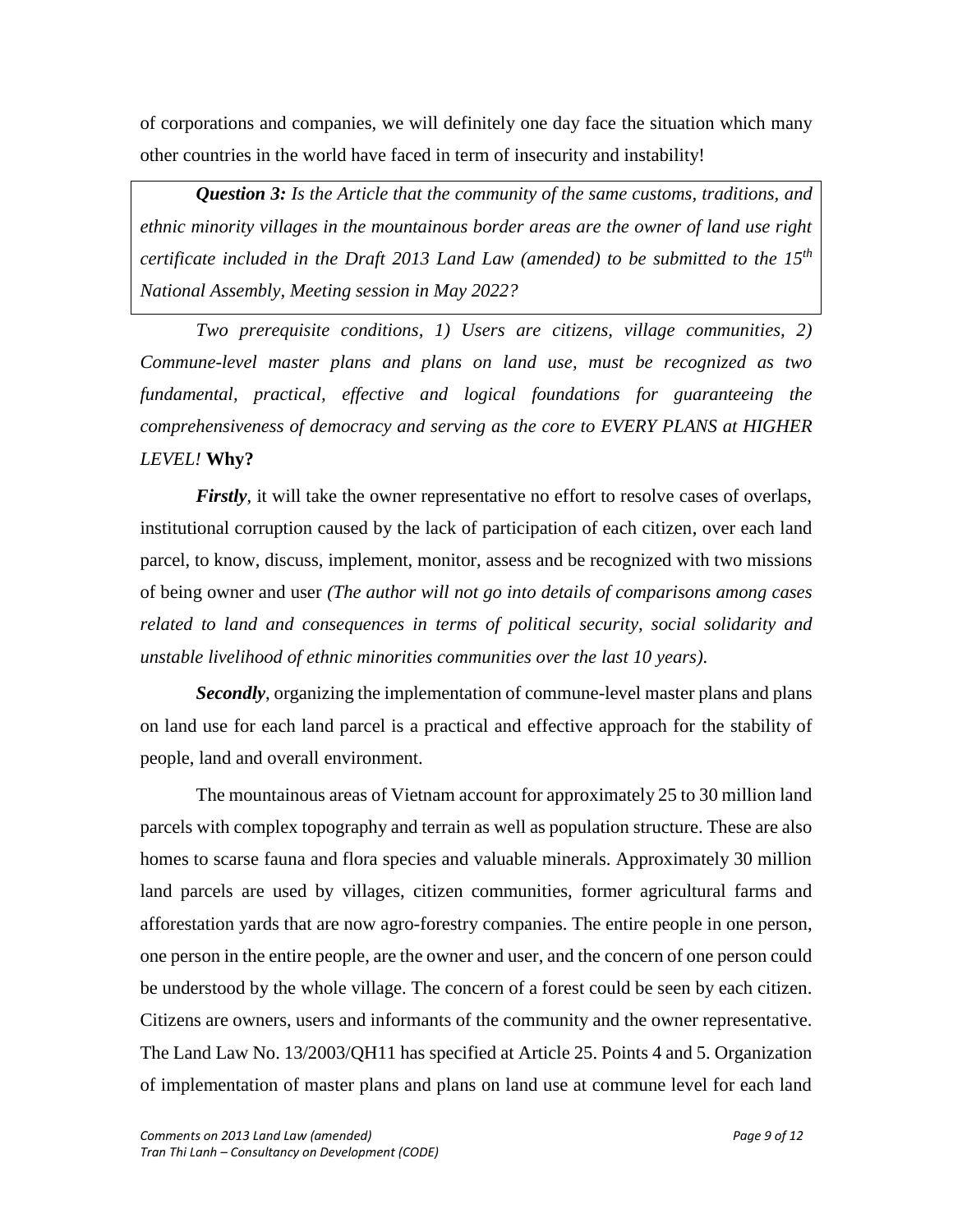of corporations and companies, we will definitely one day face the situation which many other countries in the world have faced in term of insecurity and instability!

> ***Question 3:*** *Is the Article that the community of the same customs, traditions, and ethnic minority villages in the mountainous border areas are the owner of land use right certificate included in the Draft 2013 Land Law (amended) to be submitted to the $15^{th}$ National Assembly, Meeting session in May 2022?*

*Two prerequisite conditions, 1) Users are citizens, village communities, 2) Commune-level master plans and plans on land use, must be recognized as two fundamental, practical, effective and logical foundations for guaranteeing the comprehensiveness of democracy and serving as the core to EVERY PLANS at HIGHER LEVEL!* **Why?**

***Firstly***, it will take the owner representative no effort to resolve cases of overlaps, institutional corruption caused by the lack of participation of each citizen, over each land parcel, to know, discuss, implement, monitor, assess and be recognized with two missions of being owner and user *(The author will not go into details of comparisons among cases related to land and consequences in terms of political security, social solidarity and unstable livelihood of ethnic minorities communities over the last 10 years).*

***Secondly***, organizing the implementation of commune-level master plans and plans on land use for each land parcel is a practical and effective approach for the stability of people, land and overall environment.

The mountainous areas of Vietnam account for approximately 25 to 30 million land parcels with complex topography and terrain as well as population structure. These are also homes to scarse fauna and flora species and valuable minerals. Approximately 30 million land parcels are used by villages, citizen communities, former agricultural farms and afforestation yards that are now agro-forestry companies. The entire people in one person, one person in the entire people, are the owner and user, and the concern of one person could be understood by the whole village. The concern of a forest could be seen by each citizen. Citizens are owners, users and informants of the community and the owner representative. The Land Law No. 13/2003/QH11 has specified at Article 25. Points 4 and 5. Organization of implementation of master plans and plans on land use at commune level for each land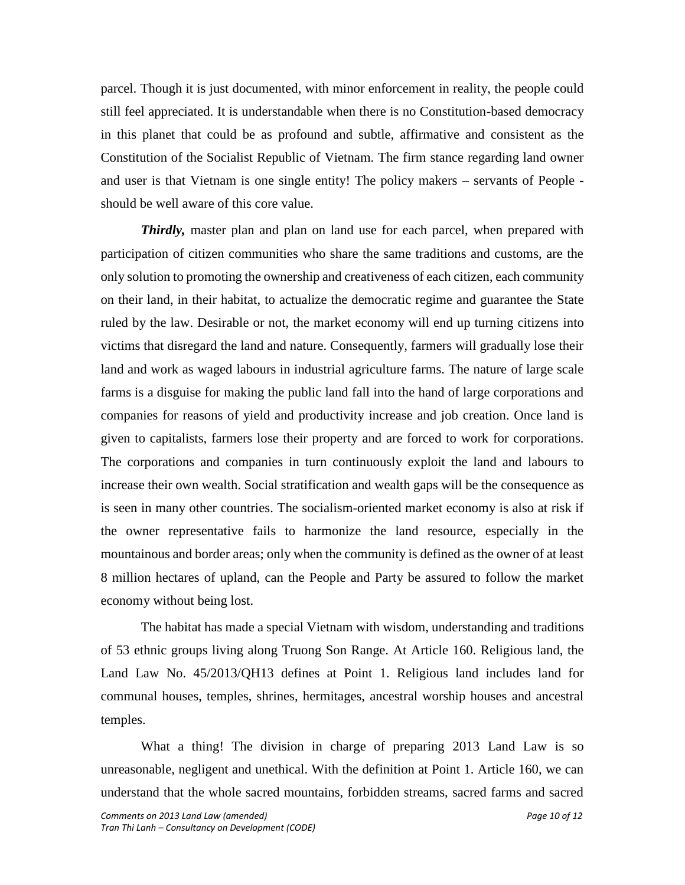parcel. Though it is just documented, with minor enforcement in reality, the people could still feel appreciated. It is understandable when there is no Constitution-based democracy in this planet that could be as profound and subtle, affirmative and consistent as the Constitution of the Socialist Republic of Vietnam. The firm stance regarding land owner and user is that Vietnam is one single entity! The policy makers – servants of People - should be well aware of this core value.

***Thirdly,*** master plan and plan on land use for each parcel, when prepared with participation of citizen communities who share the same traditions and customs, are the only solution to promoting the ownership and creativeness of each citizen, each community on their land, in their habitat, to actualize the democratic regime and guarantee the State ruled by the law. Desirable or not, the market economy will end up turning citizens into victims that disregard the land and nature. Consequently, farmers will gradually lose their land and work as waged labours in industrial agriculture farms. The nature of large scale farms is a disguise for making the public land fall into the hand of large corporations and companies for reasons of yield and productivity increase and job creation. Once land is given to capitalists, farmers lose their property and are forced to work for corporations. The corporations and companies in turn continuously exploit the land and labours to increase their own wealth. Social stratification and wealth gaps will be the consequence as is seen in many other countries. The socialism-oriented market economy is also at risk if the owner representative fails to harmonize the land resource, especially in the mountainous and border areas; only when the community is defined as the owner of at least 8 million hectares of upland, can the People and Party be assured to follow the market economy without being lost.

The habitat has made a special Vietnam with wisdom, understanding and traditions of 53 ethnic groups living along Truong Son Range. At Article 160. Religious land, the Land Law No. 45/2013/QH13 defines at Point 1. Religious land includes land for communal houses, temples, shrines, hermitages, ancestral worship houses and ancestral temples.

What a thing! The division in charge of preparing 2013 Land Law is so unreasonable, negligent and unethical. With the definition at Point 1. Article 160, we can understand that the whole sacred mountains, forbidden streams, sacred farms and sacred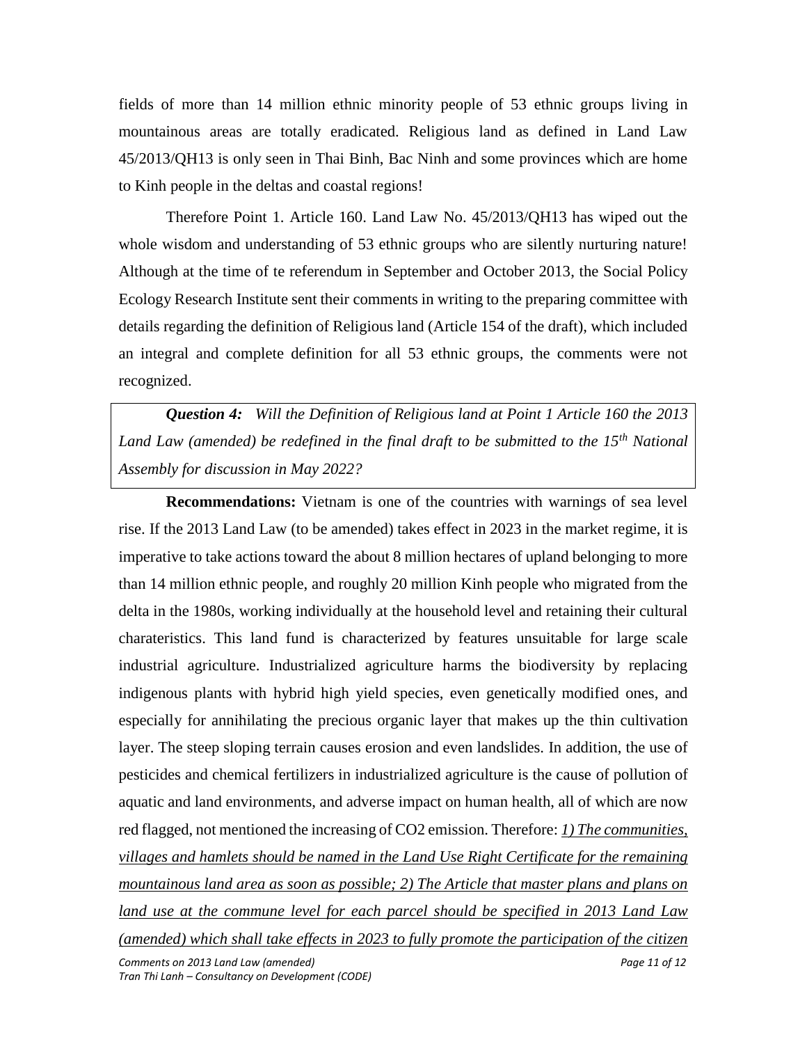fields of more than 14 million ethnic minority people of 53 ethnic groups living in mountainous areas are totally eradicated. Religious land as defined in Land Law 45/2013/QH13 is only seen in Thai Binh, Bac Ninh and some provinces which are home to Kinh people in the deltas and coastal regions!

Therefore Point 1. Article 160. Land Law No. 45/2013/QH13 has wiped out the whole wisdom and understanding of 53 ethnic groups who are silently nurturing nature! Although at the time of te referendum in September and October 2013, the Social Policy Ecology Research Institute sent their comments in writing to the preparing committee with details regarding the definition of Religious land (Article 154 of the draft), which included an integral and complete definition for all 53 ethnic groups, the comments were not recognized.

***Question 4:*** *Will the Definition of Religious land at Point 1 Article 160 the 2013 Land Law (amended) be redefined in the final draft to be submitted to the 15th National Assembly for discussion in May 2022?*

**Recommendations:** Vietnam is one of the countries with warnings of sea level rise. If the 2013 Land Law (to be amended) takes effect in 2023 in the market regime, it is imperative to take actions toward the about 8 million hectares of upland belonging to more than 14 million ethnic people, and roughly 20 million Kinh people who migrated from the delta in the 1980s, working individually at the household level and retaining their cultural charateristics. This land fund is characterized by features unsuitable for large scale industrial agriculture. Industrialized agriculture harms the biodiversity by replacing indigenous plants with hybrid high yield species, even genetically modified ones, and especially for annihilating the precious organic layer that makes up the thin cultivation layer. The steep sloping terrain causes erosion and even landslides. In addition, the use of pesticides and chemical fertilizers in industrialized agriculture is the cause of pollution of aquatic and land environments, and adverse impact on human health, all of which are now red flagged, not mentioned the increasing of $CO_2$ emission. Therefore: *1) The communities, villages and hamlets should be named in the Land Use Right Certificate for the remaining mountainous land area as soon as possible; 2) The Article that master plans and plans on land use at the commune level for each parcel should be specified in 2013 Land Law (amended) which shall take effects in 2023 to fully promote the participation of the citizen*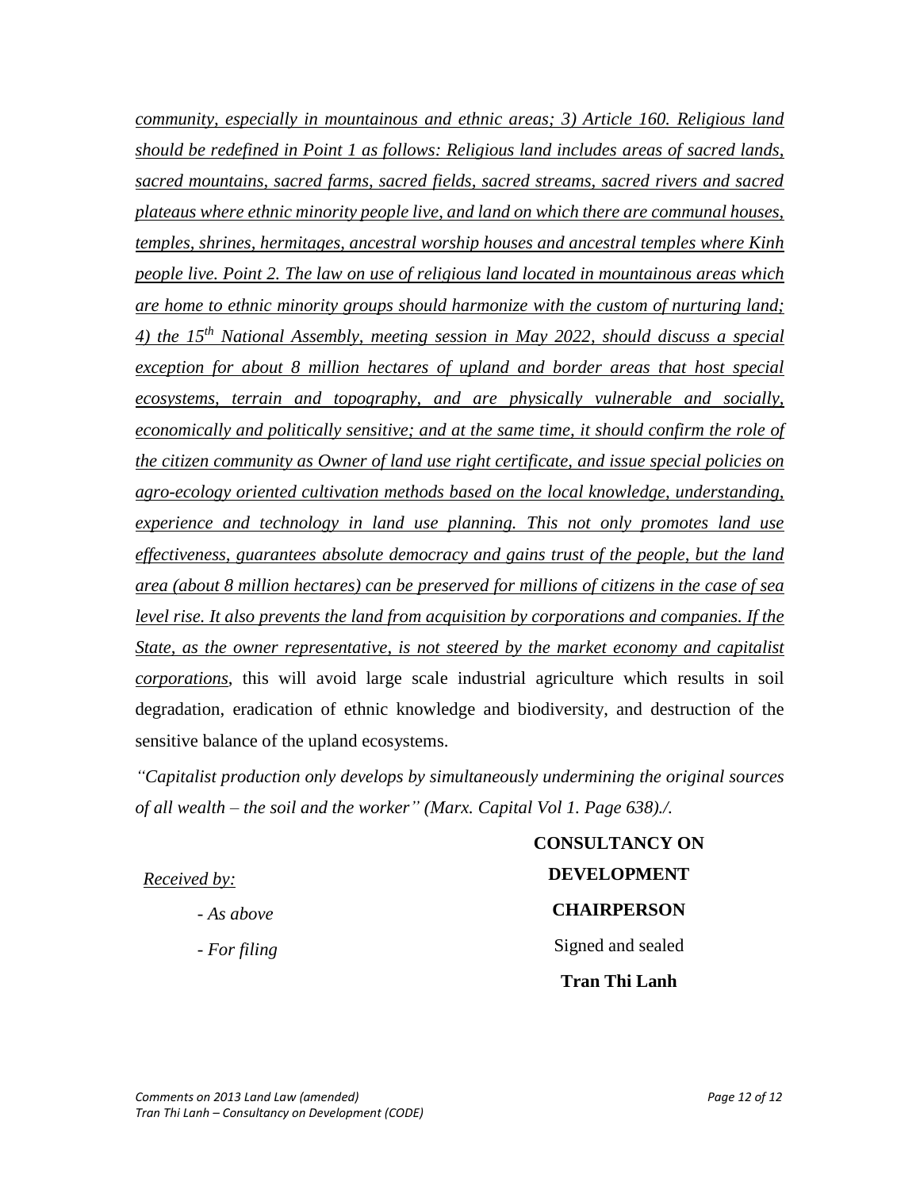*community, especially in mountainous and ethnic areas; 3) Article 160. Religious land should be redefined in Point 1 as follows: Religious land includes areas of sacred lands, sacred mountains, sacred farms, sacred fields, sacred streams, sacred rivers and sacred plateaus where ethnic minority people live, and land on which there are communal houses, temples, shrines, hermitages, ancestral worship houses and ancestral temples where Kinh people live. Point 2. The law on use of religious land located in mountainous areas which are home to ethnic minority groups should harmonize with the custom of nurturing land; 4) the 15th National Assembly, meeting session in May 2022, should discuss a special exception for about 8 million hectares of upland and border areas that host special ecosystems, terrain and topography, and are physically vulnerable and socially, economically and politically sensitive; and at the same time, it should confirm the role of the citizen community as Owner of land use right certificate, and issue special policies on agro-ecology oriented cultivation methods based on the local knowledge, understanding, experience and technology in land use planning. This not only promotes land use effectiveness, guarantees absolute democracy and gains trust of the people, but the land area (about 8 million hectares) can be preserved for millions of citizens in the case of sea level rise. It also prevents the land from acquisition by corporations and companies. If the State, as the owner representative, is not steered by the market economy and capitalist corporations*, this will avoid large scale industrial agriculture which results in soil degradation, eradication of ethnic knowledge and biodiversity, and destruction of the sensitive balance of the upland ecosystems.

*"Capitalist production only develops by simultaneously undermining the original sources of all wealth – the soil and the worker" (Marx. Capital Vol 1. Page 638)./.*

*Received by:*

*- As above*

*- For filing*

**CONSULTANCY ON DEVELOPMENT**

**CHAIRPERSON**

Signed and sealed

**Tran Thi Lanh**